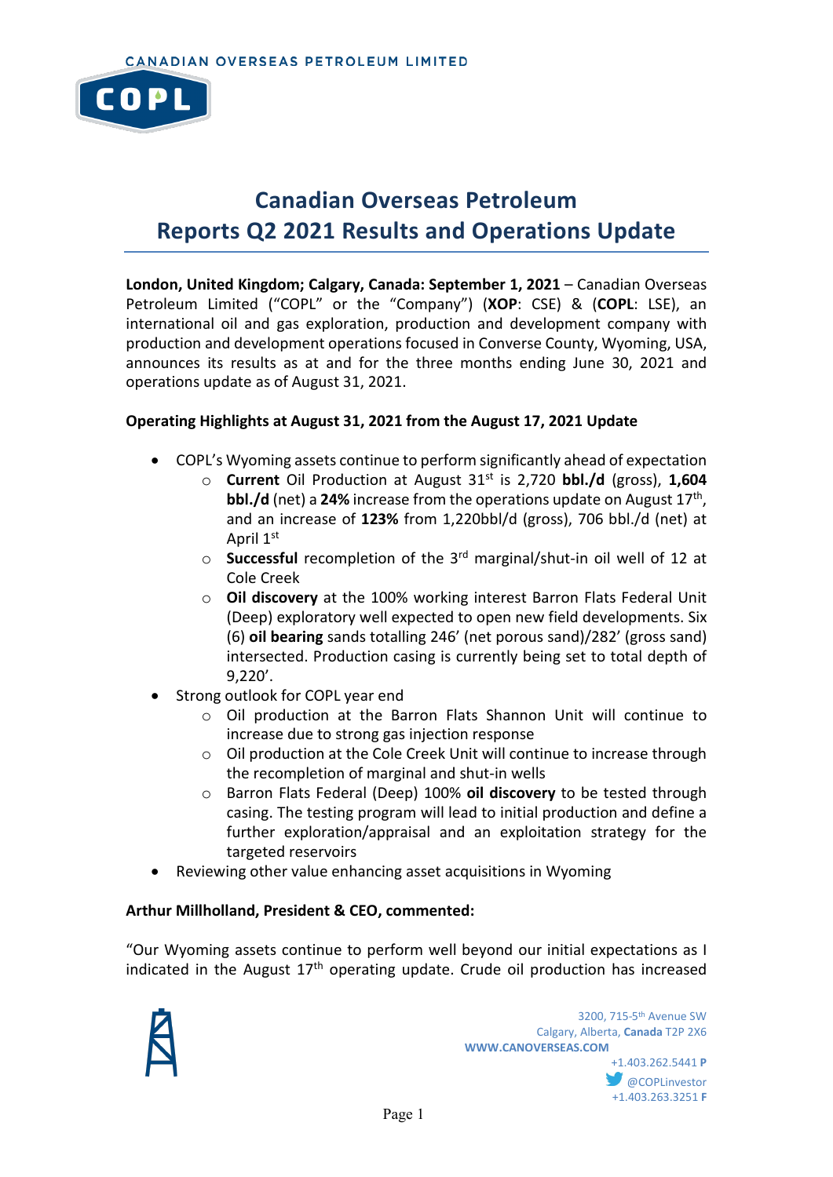CANADIAN OVERSEAS PETROLEUM LIMITED

# Canadian Overseas Petroleum Reports Q2 2021 Results and Operations Update

**London, United Kingdom; Calgary, Canada: September 1, 2021** – Canadian Overseas Petroleum Limited ("COPL" or the "Company") (**XOP**: CSE) & (**COPL**: LSE), an international oil and gas exploration, production and development company with production and development operations focused in Converse County, Wyoming, USA, announces its results as at and for the three months ending June 30, 2021 and operations update as of August 31, 2021.

**Operating Highlights at August 31, 2021 from the August 17, 2021 Update**

- COPL's Wyoming assets continue to perform significantly ahead of expectation
  - **Current** Oil Production at August 31st is 2,720 **bbl./d** (gross), **1,604 bbl./d** (net) a **24%** increase from the operations update on August 17th, and an increase of **123%** from 1,220bbl/d (gross), 706 bbl./d (net) at April 1st
  - **Successful** recompletion of the 3rd marginal/shut-in oil well of 12 at Cole Creek
  - **Oil discovery** at the 100% working interest Barron Flats Federal Unit (Deep) exploratory well expected to open new field developments. Six (6) **oil bearing** sands totalling 246' (net porous sand)/282' (gross sand) intersected. Production casing is currently being set to total depth of 9,220'.
- Strong outlook for COPL year end
  - Oil production at the Barron Flats Shannon Unit will continue to increase due to strong gas injection response
  - Oil production at the Cole Creek Unit will continue to increase through the recompletion of marginal and shut-in wells
  - Barron Flats Federal (Deep) 100% **oil discovery** to be tested through casing. The testing program will lead to initial production and define a further exploration/appraisal and an exploitation strategy for the targeted reservoirs
- Reviewing other value enhancing asset acquisitions in Wyoming

**Arthur Millholland, President & CEO, commented:**

"Our Wyoming assets continue to perform well beyond our initial expectations as I indicated in the August 17th operating update. Crude oil production has increased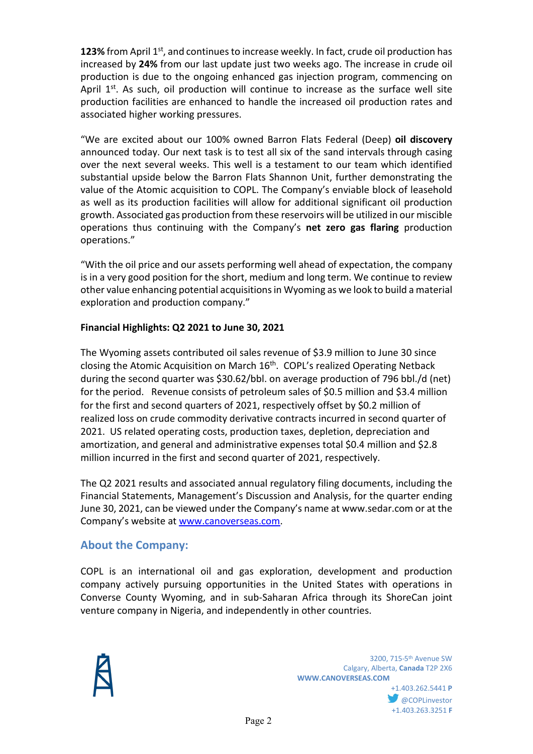**123%** from April 1st, and continues to increase weekly. In fact, crude oil production has increased by **24%** from our last update just two weeks ago. The increase in crude oil production is due to the ongoing enhanced gas injection program, commencing on April 1st. As such, oil production will continue to increase as the surface well site production facilities are enhanced to handle the increased oil production rates and associated higher working pressures.

"We are excited about our 100% owned Barron Flats Federal (Deep) **oil discovery** announced today. Our next task is to test all six of the sand intervals through casing over the next several weeks. This well is a testament to our team which identified substantial upside below the Barron Flats Shannon Unit, further demonstrating the value of the Atomic acquisition to COPL. The Company's enviable block of leasehold as well as its production facilities will allow for additional significant oil production growth. Associated gas production from these reservoirs will be utilized in our miscible operations thus continuing with the Company's **net zero gas flaring** production operations."

"With the oil price and our assets performing well ahead of expectation, the company is in a very good position for the short, medium and long term. We continue to review other value enhancing potential acquisitions in Wyoming as we look to build a material exploration and production company."

**Financial Highlights: Q2 2021 to June 30, 2021**

The Wyoming assets contributed oil sales revenue of $3.9 million to June 30 since closing the Atomic Acquisition on March 16th. COPL's realized Operating Netback during the second quarter was $30.62/bbl. on average production of 796 bbl./d (net) for the period. Revenue consists of petroleum sales of $0.5 million and $3.4 million for the first and second quarters of 2021, respectively offset by $0.2 million of realized loss on crude commodity derivative contracts incurred in second quarter of 2021. US related operating costs, production taxes, depletion, depreciation and amortization, and general and administrative expenses total $0.4 million and $2.8 million incurred in the first and second quarter of 2021, respectively.

The Q2 2021 results and associated annual regulatory filing documents, including the Financial Statements, Management's Discussion and Analysis, for the quarter ending June 30, 2021, can be viewed under the Company's name at www.sedar.com or at the Company's website at www.canoverseas.com.

## About the Company:

COPL is an international oil and gas exploration, development and production company actively pursuing opportunities in the United States with operations in Converse County Wyoming, and in sub-Saharan Africa through its ShoreCan joint venture company in Nigeria, and independently in other countries.

3200, 715-5th Avenue SW
Calgary, Alberta, **Canada** T2P 2X6
**WWW.CANOVERSEAS.COM**
+1.403.262.5441 **P**
@COPLinvestor
+1.403.263.3251 **F**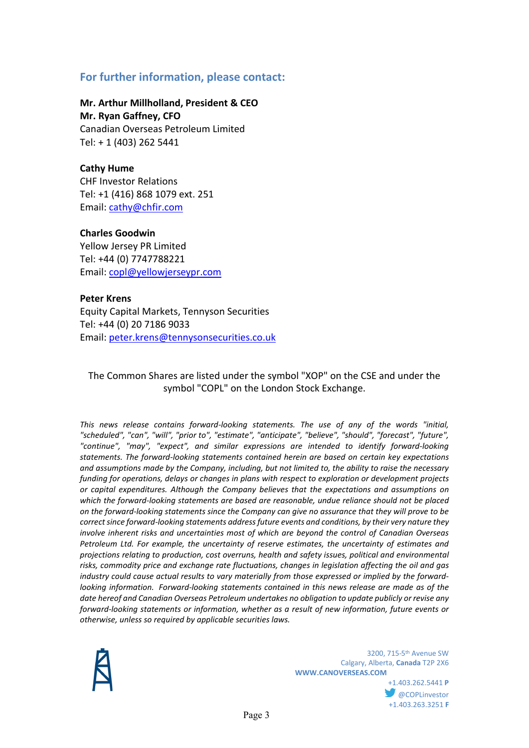## For further information, please contact:

**Mr. Arthur Millholland, President & CEO**
**Mr. Ryan Gaffney, CFO**
Canadian Overseas Petroleum Limited
Tel: + 1 (403) 262 5441

**Cathy Hume**
CHF Investor Relations
Tel: +1 (416) 868 1079 ext. 251
Email: cathy@chfir.com

**Charles Goodwin**
Yellow Jersey PR Limited
Tel: +44 (0) 7747788221
Email: copl@yellowjerseypr.com

**Peter Krens**
Equity Capital Markets, Tennyson Securities
Tel: +44 (0) 20 7186 9033
Email: peter.krens@tennysonsecurities.co.uk

The Common Shares are listed under the symbol "XOP" on the CSE and under the symbol "COPL" on the London Stock Exchange.

*This news release contains forward-looking statements. The use of any of the words "initial, "scheduled", "can", "will", "prior to", "estimate", "anticipate", "believe", "should", "forecast", "future", "continue", "may", "expect", and similar expressions are intended to identify forward-looking statements. The forward-looking statements contained herein are based on certain key expectations and assumptions made by the Company, including, but not limited to, the ability to raise the necessary funding for operations, delays or changes in plans with respect to exploration or development projects or capital expenditures. Although the Company believes that the expectations and assumptions on which the forward-looking statements are based are reasonable, undue reliance should not be placed on the forward-looking statements since the Company can give no assurance that they will prove to be correct since forward-looking statements address future events and conditions, by their very nature they involve inherent risks and uncertainties most of which are beyond the control of Canadian Overseas Petroleum Ltd. For example, the uncertainty of reserve estimates, the uncertainty of estimates and projections relating to production, cost overruns, health and safety issues, political and environmental risks, commodity price and exchange rate fluctuations, changes in legislation affecting the oil and gas industry could cause actual results to vary materially from those expressed or implied by the forward-looking information. Forward-looking statements contained in this news release are made as of the date hereof and Canadian Overseas Petroleum undertakes no obligation to update publicly or revise any forward-looking statements or information, whether as a result of new information, future events or otherwise, unless so required by applicable securities laws.*

3200, 715-5th Avenue SW
Calgary, Alberta, **Canada** T2P 2X6
**WWW.CANOVERSEAS.COM**
+1.403.262.5441 **P**
@COPLinvestor
+1.403.263.3251 **F**